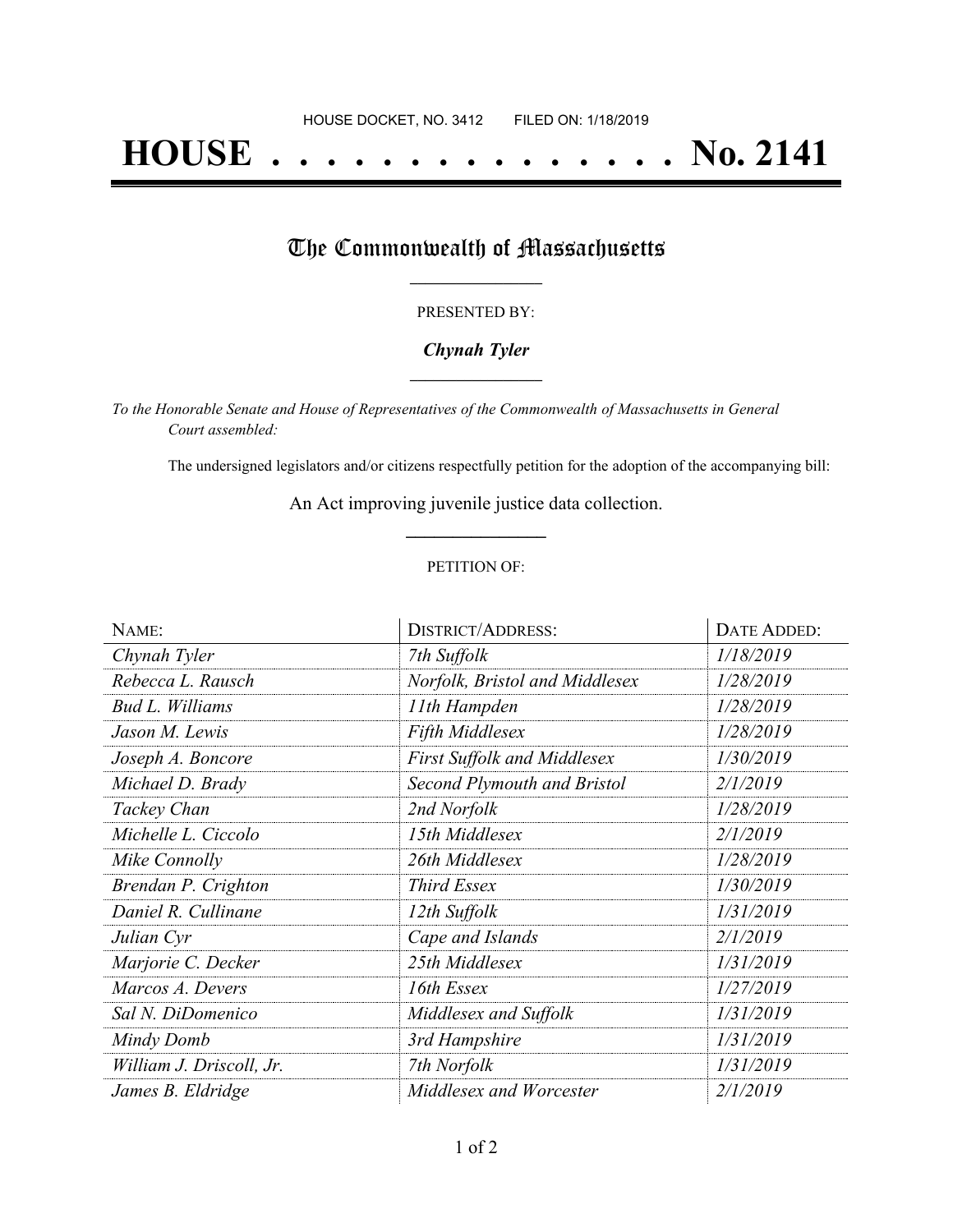HOUSE DOCKET, NO. 3412 FILED ON: 1/18/2019

# HOUSE . . . . . . . . . . . . . . . No. 2141

## The Commonwealth of Massachusetts

PRESENTED BY:

***Chynah Tyler***

*To the Honorable Senate and House of Representatives of the Commonwealth of Massachusetts in General Court assembled:*

The undersigned legislators and/or citizens respectfully petition for the adoption of the accompanying bill:

An Act improving juvenile justice data collection.

PETITION OF:

| NAME: | DISTRICT/ADDRESS: | DATE ADDED: |
|---|---|---|
| *Chynah Tyler* | *7th Suffolk* | *1/18/2019* |
| *Rebecca L. Rausch* | *Norfolk, Bristol and Middlesex* | *1/28/2019* |
| *Bud L. Williams* | *11th Hampden* | *1/28/2019* |
| *Jason M. Lewis* | *Fifth Middlesex* | *1/28/2019* |
| *Joseph A. Boncore* | *First Suffolk and Middlesex* | *1/30/2019* |
| *Michael D. Brady* | *Second Plymouth and Bristol* | *2/1/2019* |
| *Tackey Chan* | *2nd Norfolk* | *1/28/2019* |
| *Michelle L. Ciccolo* | *15th Middlesex* | *2/1/2019* |
| *Mike Connolly* | *26th Middlesex* | *1/28/2019* |
| *Brendan P. Crighton* | *Third Essex* | *1/30/2019* |
| *Daniel R. Cullinane* | *12th Suffolk* | *1/31/2019* |
| *Julian Cyr* | *Cape and Islands* | *2/1/2019* |
| *Marjorie C. Decker* | *25th Middlesex* | *1/31/2019* |
| *Marcos A. Devers* | *16th Essex* | *1/27/2019* |
| *Sal N. DiDomenico* | *Middlesex and Suffolk* | *1/31/2019* |
| *Mindy Domb* | *3rd Hampshire* | *1/31/2019* |
| *William J. Driscoll, Jr.* | *7th Norfolk* | *1/31/2019* |
| *James B. Eldridge* | *Middlesex and Worcester* | *2/1/2019* |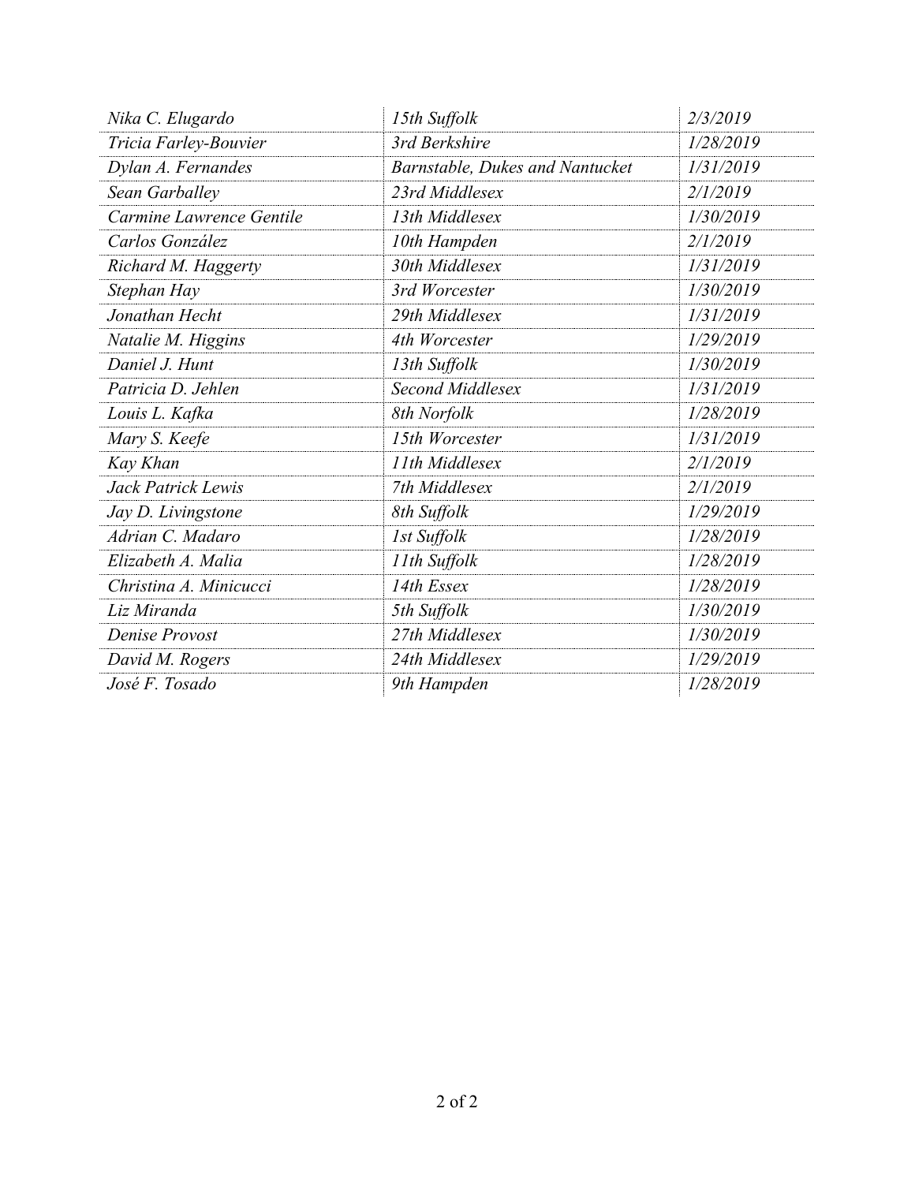| | | |
|---|---|---|
| *Nika C. Elugardo* | *15th Suffolk* | *2/3/2019* |
| *Tricia Farley-Bouvier* | *3rd Berkshire* | *1/28/2019* |
| *Dylan A. Fernandes* | *Barnstable, Dukes and Nantucket* | *1/31/2019* |
| *Sean Garballey* | *23rd Middlesex* | *2/1/2019* |
| *Carmine Lawrence Gentile* | *13th Middlesex* | *1/30/2019* |
| *Carlos González* | *10th Hampden* | *2/1/2019* |
| *Richard M. Haggerty* | *30th Middlesex* | *1/31/2019* |
| *Stephan Hay* | *3rd Worcester* | *1/30/2019* |
| *Jonathan Hecht* | *29th Middlesex* | *1/31/2019* |
| *Natalie M. Higgins* | *4th Worcester* | *1/29/2019* |
| *Daniel J. Hunt* | *13th Suffolk* | *1/30/2019* |
| *Patricia D. Jehlen* | *Second Middlesex* | *1/31/2019* |
| *Louis L. Kafka* | *8th Norfolk* | *1/28/2019* |
| *Mary S. Keefe* | *15th Worcester* | *1/31/2019* |
| *Kay Khan* | *11th Middlesex* | *2/1/2019* |
| *Jack Patrick Lewis* | *7th Middlesex* | *2/1/2019* |
| *Jay D. Livingstone* | *8th Suffolk* | *1/29/2019* |
| *Adrian C. Madaro* | *1st Suffolk* | *1/28/2019* |
| *Elizabeth A. Malia* | *11th Suffolk* | *1/28/2019* |
| *Christina A. Minicucci* | *14th Essex* | *1/28/2019* |
| *Liz Miranda* | *5th Suffolk* | *1/30/2019* |
| *Denise Provost* | *27th Middlesex* | *1/30/2019* |
| *David M. Rogers* | *24th Middlesex* | *1/29/2019* |
| *José F. Tosado* | *9th Hampden* | *1/28/2019* |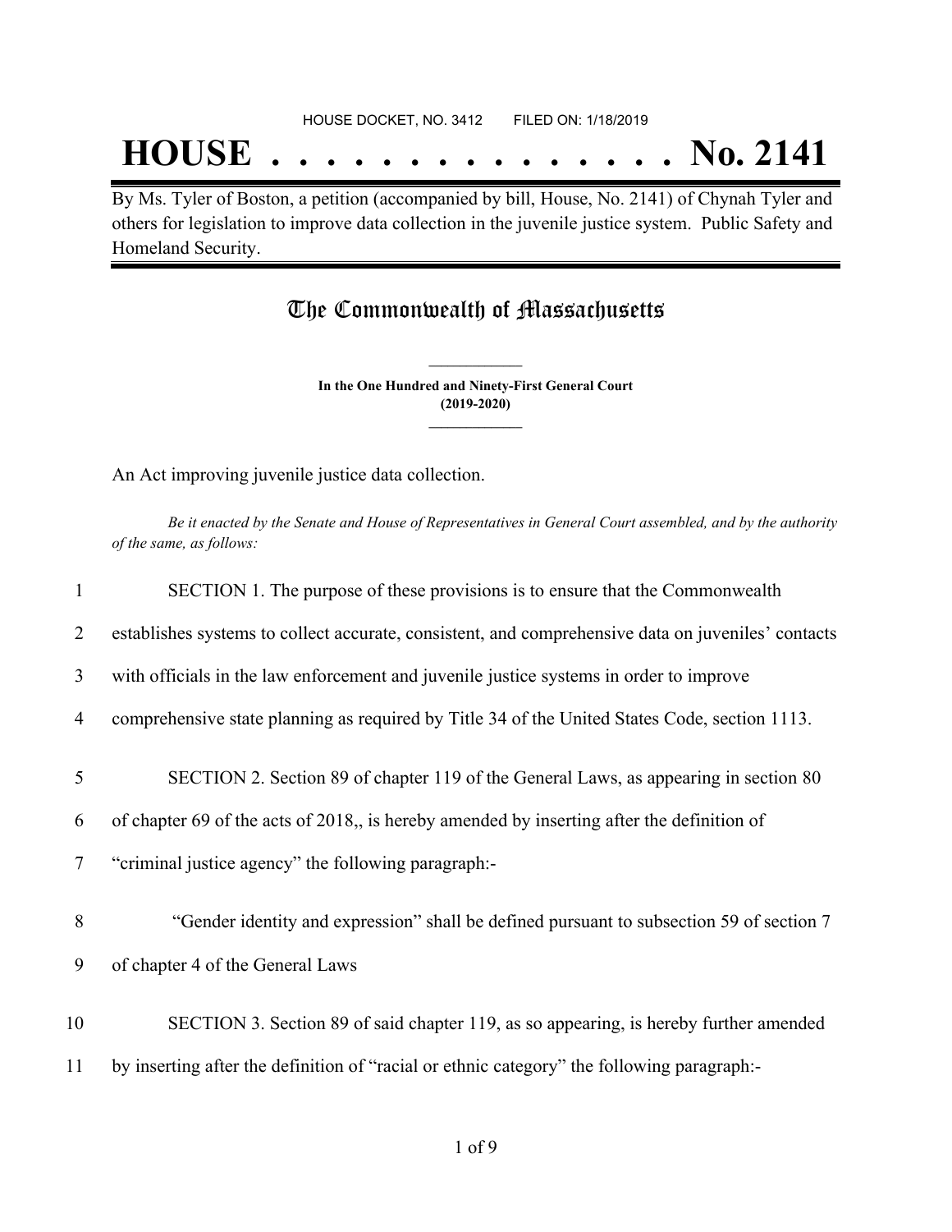HOUSE DOCKET, NO. 3412 FILED ON: 1/18/2019

# HOUSE . . . . . . . . . . . . . . . No. 2141

By Ms. Tyler of Boston, a petition (accompanied by bill, House, No. 2141) of Chynah Tyler and others for legislation to improve data collection in the juvenile justice system. Public Safety and Homeland Security.

## The Commonwealth of Massachusetts

**In the One Hundred and Ninety-First General Court**
**(2019-2020)**

An Act improving juvenile justice data collection.

*Be it enacted by the Senate and House of Representatives in General Court assembled, and by the authority of the same, as follows:*

1 SECTION 1. The purpose of these provisions is to ensure that the Commonwealth
2 establishes systems to collect accurate, consistent, and comprehensive data on juveniles' contacts
3 with officials in the law enforcement and juvenile justice systems in order to improve
4 comprehensive state planning as required by Title 34 of the United States Code, section 1113.

5 SECTION 2. Section 89 of chapter 119 of the General Laws, as appearing in section 80
6 of chapter 69 of the acts of 2018,, is hereby amended by inserting after the definition of
7 "criminal justice agency" the following paragraph:-

8 "Gender identity and expression" shall be defined pursuant to subsection 59 of section 7
9 of chapter 4 of the General Laws

10 SECTION 3. Section 89 of said chapter 119, as so appearing, is hereby further amended
11 by inserting after the definition of "racial or ethnic category" the following paragraph:-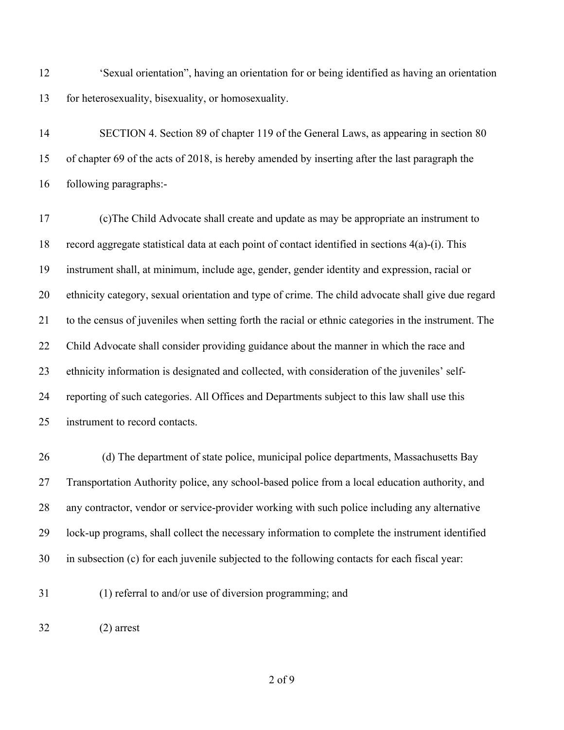'Sexual orientation", having an orientation for or being identified as having an orientation for heterosexuality, bisexuality, or homosexuality.

SECTION 4. Section 89 of chapter 119 of the General Laws, as appearing in section 80 of chapter 69 of the acts of 2018, is hereby amended by inserting after the last paragraph the following paragraphs:-

(c)The Child Advocate shall create and update as may be appropriate an instrument to record aggregate statistical data at each point of contact identified in sections 4(a)-(i). This instrument shall, at minimum, include age, gender, gender identity and expression, racial or ethnicity category, sexual orientation and type of crime. The child advocate shall give due regard to the census of juveniles when setting forth the racial or ethnic categories in the instrument. The Child Advocate shall consider providing guidance about the manner in which the race and ethnicity information is designated and collected, with consideration of the juveniles' self-reporting of such categories. All Offices and Departments subject to this law shall use this instrument to record contacts.

(d) The department of state police, municipal police departments, Massachusetts Bay Transportation Authority police, any school-based police from a local education authority, and any contractor, vendor or service-provider working with such police including any alternative lock-up programs, shall collect the necessary information to complete the instrument identified in subsection (c) for each juvenile subjected to the following contacts for each fiscal year:

(1) referral to and/or use of diversion programming; and

(2) arrest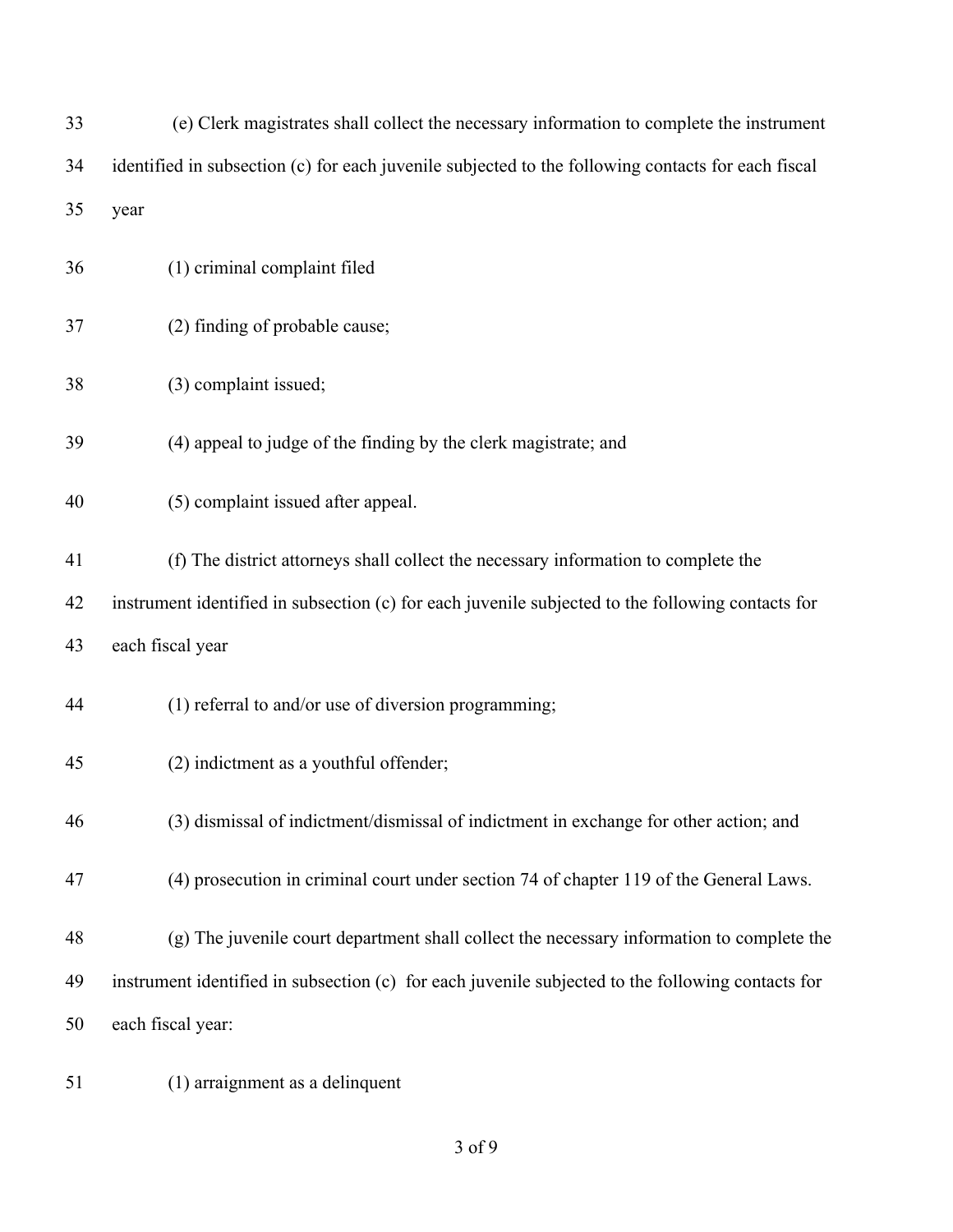(e) Clerk magistrates shall collect the necessary information to complete the instrument identified in subsection (c) for each juvenile subjected to the following contacts for each fiscal year

(1) criminal complaint filed

(2) finding of probable cause;

(3) complaint issued;

(4) appeal to judge of the finding by the clerk magistrate; and

(5) complaint issued after appeal.

(f) The district attorneys shall collect the necessary information to complete the instrument identified in subsection (c) for each juvenile subjected to the following contacts for each fiscal year

(1) referral to and/or use of diversion programming;

(2) indictment as a youthful offender;

(3) dismissal of indictment/dismissal of indictment in exchange for other action; and

(4) prosecution in criminal court under section 74 of chapter 119 of the General Laws.

(g) The juvenile court department shall collect the necessary information to complete the instrument identified in subsection (c) for each juvenile subjected to the following contacts for each fiscal year:

(1) arraignment as a delinquent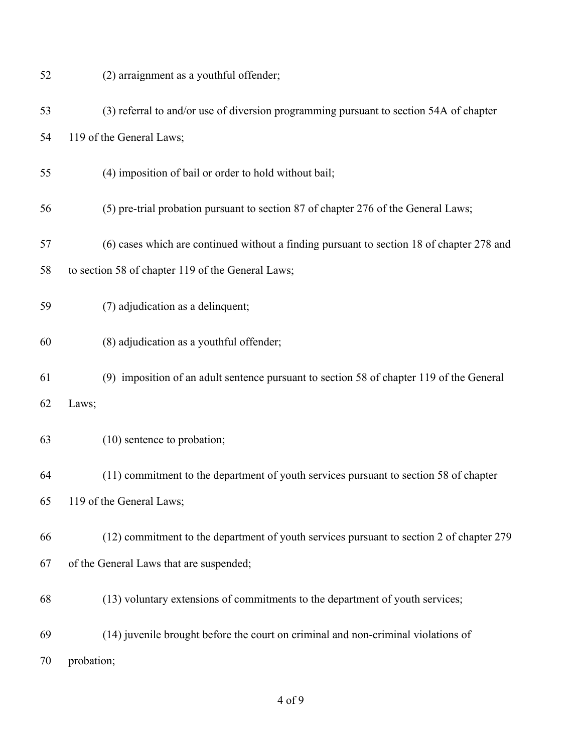(2) arraignment as a youthful offender;

(3) referral to and/or use of diversion programming pursuant to section 54A of chapter 119 of the General Laws;

(4) imposition of bail or order to hold without bail;

(5) pre-trial probation pursuant to section 87 of chapter 276 of the General Laws;

(6) cases which are continued without a finding pursuant to section 18 of chapter 278 and to section 58 of chapter 119 of the General Laws;

(7) adjudication as a delinquent;

(8) adjudication as a youthful offender;

(9) imposition of an adult sentence pursuant to section 58 of chapter 119 of the General Laws;

(10) sentence to probation;

(11) commitment to the department of youth services pursuant to section 58 of chapter 119 of the General Laws;

(12) commitment to the department of youth services pursuant to section 2 of chapter 279 of the General Laws that are suspended;

(13) voluntary extensions of commitments to the department of youth services;

(14) juvenile brought before the court on criminal and non-criminal violations of probation;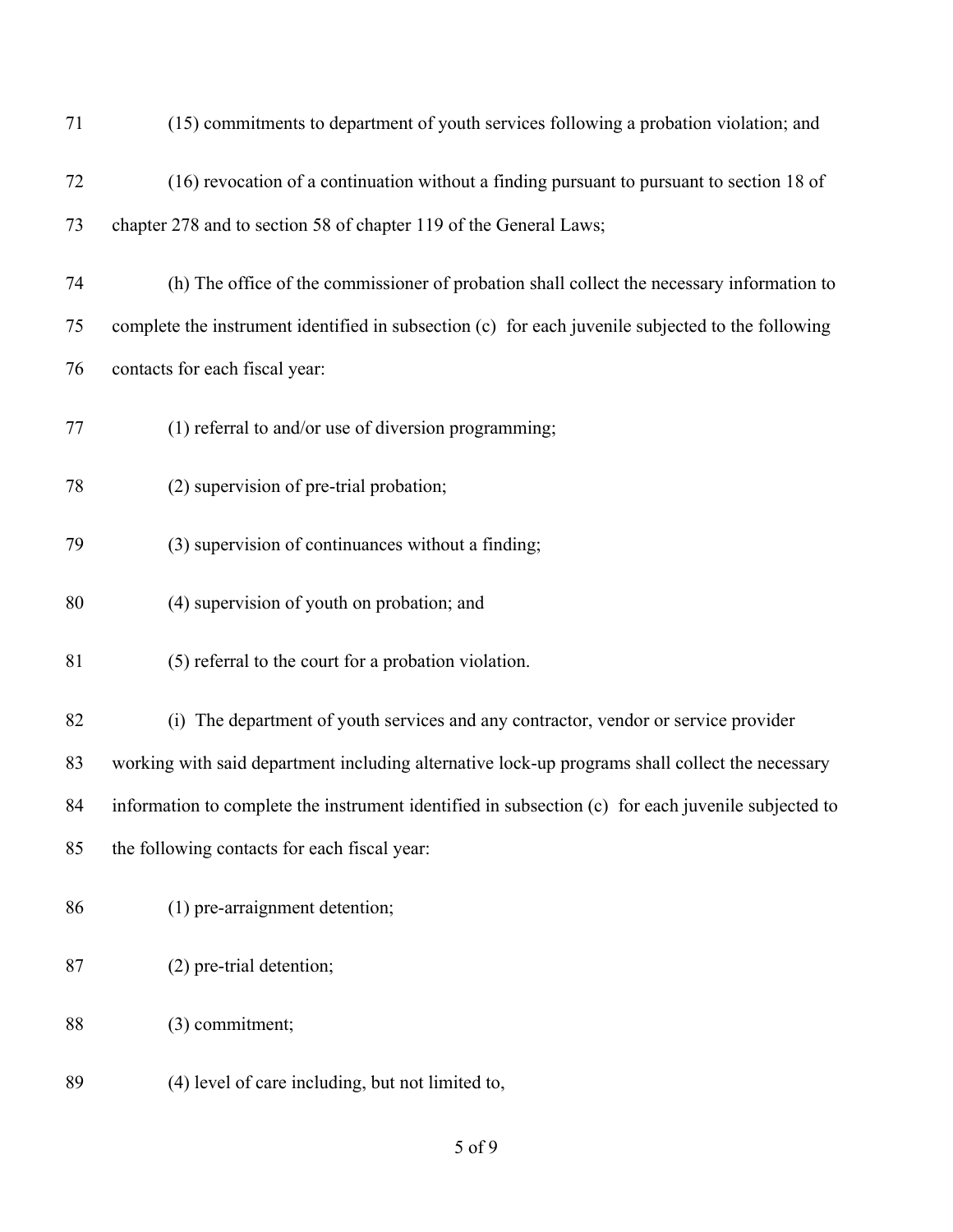(15) commitments to department of youth services following a probation violation; and

(16) revocation of a continuation without a finding pursuant to pursuant to section 18 of chapter 278 and to section 58 of chapter 119 of the General Laws;

(h) The office of the commissioner of probation shall collect the necessary information to complete the instrument identified in subsection (c) for each juvenile subjected to the following contacts for each fiscal year:

(1) referral to and/or use of diversion programming;

(2) supervision of pre-trial probation;

(3) supervision of continuances without a finding;

(4) supervision of youth on probation; and

(5) referral to the court for a probation violation.

(i) The department of youth services and any contractor, vendor or service provider working with said department including alternative lock-up programs shall collect the necessary information to complete the instrument identified in subsection (c) for each juvenile subjected to the following contacts for each fiscal year:

(1) pre-arraignment detention;

(2) pre-trial detention;

(3) commitment;

(4) level of care including, but not limited to,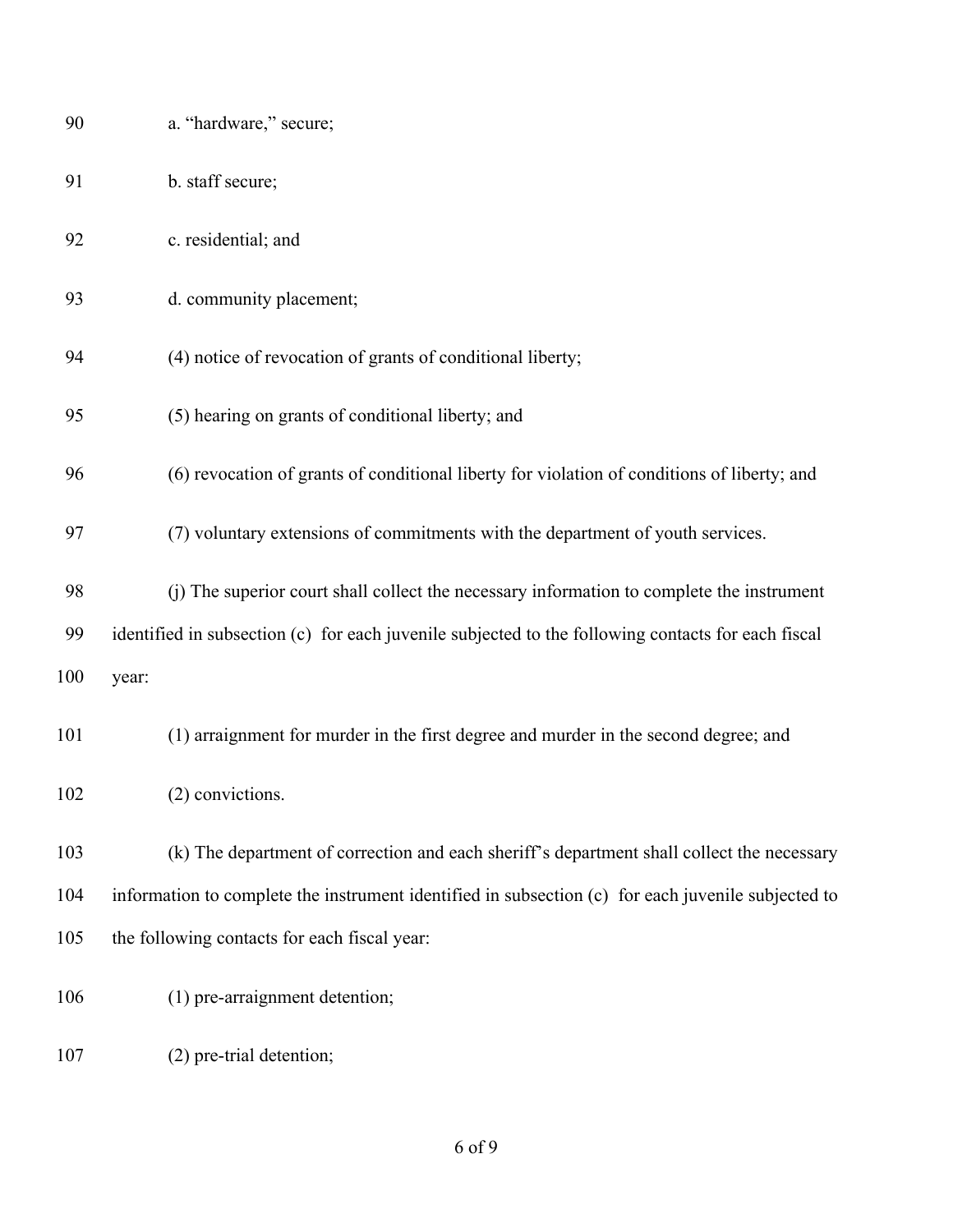a. "hardware," secure;

b. staff secure;

c. residential; and

d. community placement;

(4) notice of revocation of grants of conditional liberty;

(5) hearing on grants of conditional liberty; and

(6) revocation of grants of conditional liberty for violation of conditions of liberty; and

(7) voluntary extensions of commitments with the department of youth services.

(j) The superior court shall collect the necessary information to complete the instrument identified in subsection (c) for each juvenile subjected to the following contacts for each fiscal year:

(1) arraignment for murder in the first degree and murder in the second degree; and

(2) convictions.

(k) The department of correction and each sheriff's department shall collect the necessary information to complete the instrument identified in subsection (c) for each juvenile subjected to the following contacts for each fiscal year:

(1) pre-arraignment detention;

(2) pre-trial detention;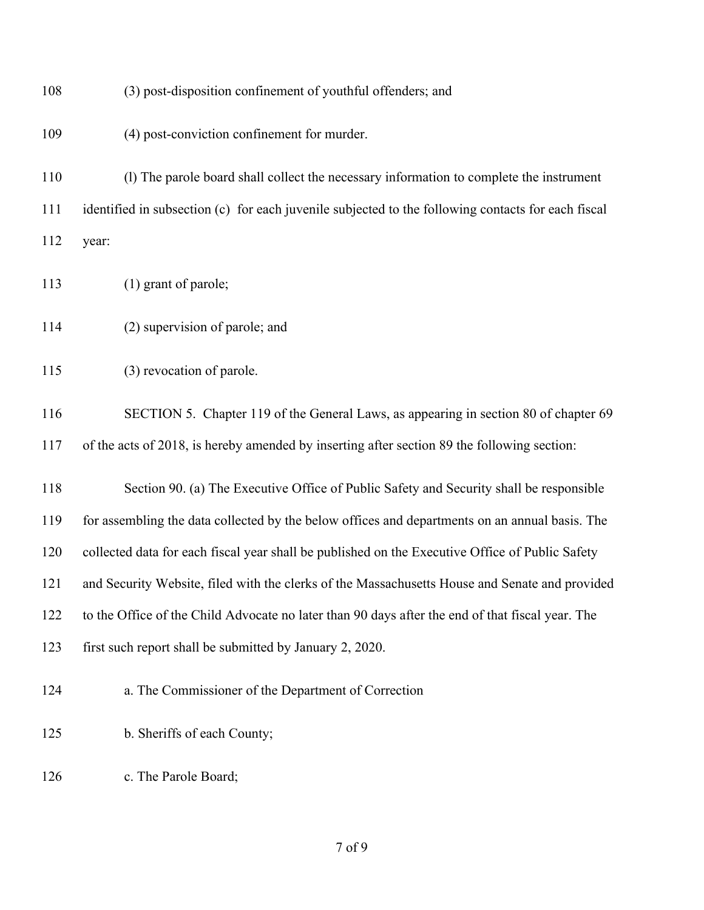(3) post-disposition confinement of youthful offenders; and

(4) post-conviction confinement for murder.

(l) The parole board shall collect the necessary information to complete the instrument identified in subsection (c) for each juvenile subjected to the following contacts for each fiscal year:

(1) grant of parole;

(2) supervision of parole; and

(3) revocation of parole.

SECTION 5. Chapter 119 of the General Laws, as appearing in section 80 of chapter 69 of the acts of 2018, is hereby amended by inserting after section 89 the following section:

Section 90. (a) The Executive Office of Public Safety and Security shall be responsible for assembling the data collected by the below offices and departments on an annual basis. The collected data for each fiscal year shall be published on the Executive Office of Public Safety and Security Website, filed with the clerks of the Massachusetts House and Senate and provided to the Office of the Child Advocate no later than 90 days after the end of that fiscal year. The first such report shall be submitted by January 2, 2020.

a. The Commissioner of the Department of Correction

b. Sheriffs of each County;

c. The Parole Board;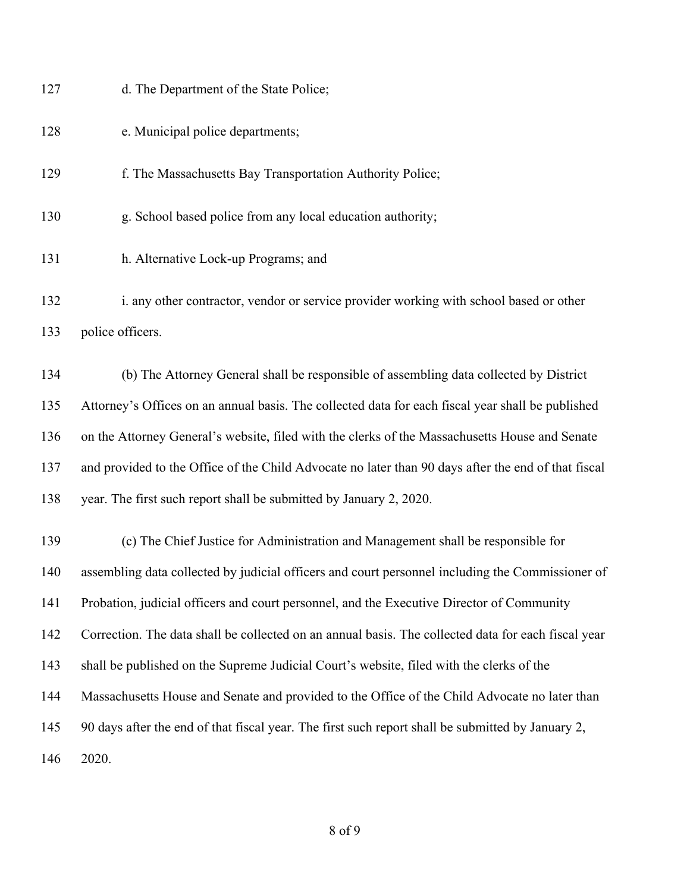d. The Department of the State Police;

e. Municipal police departments;

f. The Massachusetts Bay Transportation Authority Police;

g. School based police from any local education authority;

h. Alternative Lock-up Programs; and

i. any other contractor, vendor or service provider working with school based or other police officers.

(b) The Attorney General shall be responsible of assembling data collected by District Attorney's Offices on an annual basis. The collected data for each fiscal year shall be published on the Attorney General's website, filed with the clerks of the Massachusetts House and Senate and provided to the Office of the Child Advocate no later than 90 days after the end of that fiscal year. The first such report shall be submitted by January 2, 2020.

(c) The Chief Justice for Administration and Management shall be responsible for assembling data collected by judicial officers and court personnel including the Commissioner of Probation, judicial officers and court personnel, and the Executive Director of Community Correction. The data shall be collected on an annual basis. The collected data for each fiscal year shall be published on the Supreme Judicial Court's website, filed with the clerks of the Massachusetts House and Senate and provided to the Office of the Child Advocate no later than 90 days after the end of that fiscal year. The first such report shall be submitted by January 2, 2020.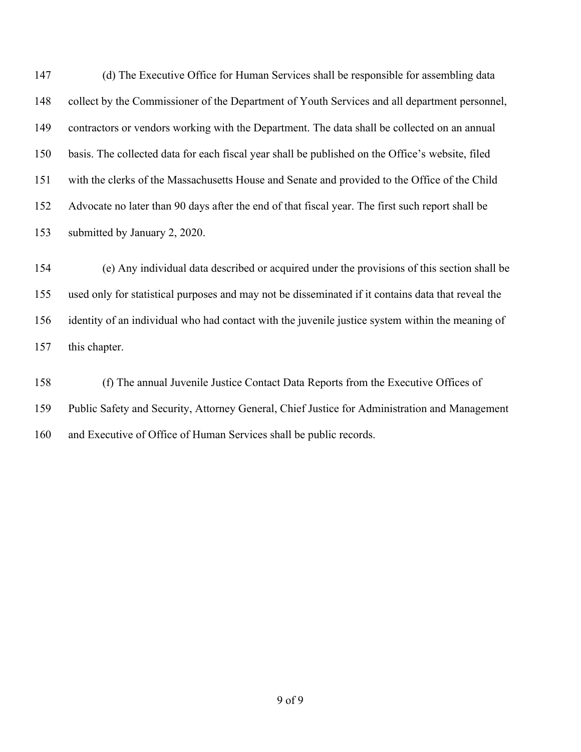(d) The Executive Office for Human Services shall be responsible for assembling data collect by the Commissioner of the Department of Youth Services and all department personnel, contractors or vendors working with the Department. The data shall be collected on an annual basis. The collected data for each fiscal year shall be published on the Office's website, filed with the clerks of the Massachusetts House and Senate and provided to the Office of the Child Advocate no later than 90 days after the end of that fiscal year. The first such report shall be submitted by January 2, 2020.

(e) Any individual data described or acquired under the provisions of this section shall be used only for statistical purposes and may not be disseminated if it contains data that reveal the identity of an individual who had contact with the juvenile justice system within the meaning of this chapter.

(f) The annual Juvenile Justice Contact Data Reports from the Executive Offices of Public Safety and Security, Attorney General, Chief Justice for Administration and Management and Executive of Office of Human Services shall be public records.